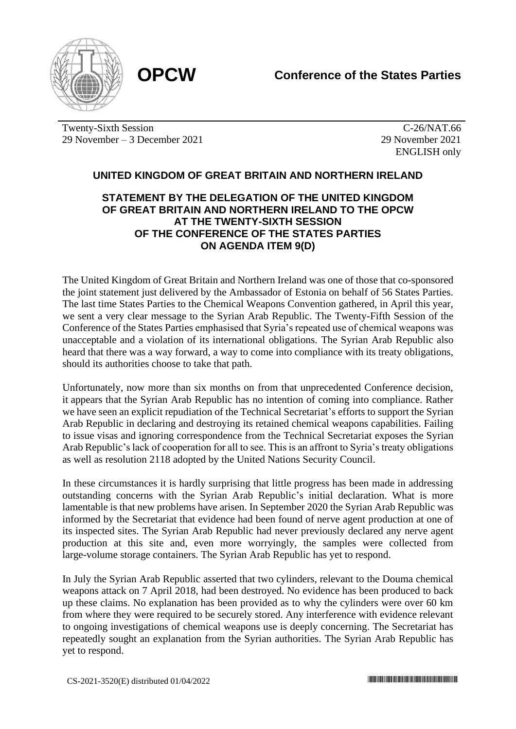**OPCW** **Conference of the States Parties**

Twenty-Sixth Session
29 November – 3 December 2021

C-26/NAT.66
29 November 2021
ENGLISH only

## UNITED KINGDOM OF GREAT BRITAIN AND NORTHERN IRELAND

### STATEMENT BY THE DELEGATION OF THE UNITED KINGDOM OF GREAT BRITAIN AND NORTHERN IRELAND TO THE OPCW AT THE TWENTY-SIXTH SESSION OF THE CONFERENCE OF THE STATES PARTIES ON AGENDA ITEM 9(D)

The United Kingdom of Great Britain and Northern Ireland was one of those that co-sponsored the joint statement just delivered by the Ambassador of Estonia on behalf of 56 States Parties. The last time States Parties to the Chemical Weapons Convention gathered, in April this year, we sent a very clear message to the Syrian Arab Republic. The Twenty-Fifth Session of the Conference of the States Parties emphasised that Syria's repeated use of chemical weapons was unacceptable and a violation of its international obligations. The Syrian Arab Republic also heard that there was a way forward, a way to come into compliance with its treaty obligations, should its authorities choose to take that path.

Unfortunately, now more than six months on from that unprecedented Conference decision, it appears that the Syrian Arab Republic has no intention of coming into compliance. Rather we have seen an explicit repudiation of the Technical Secretariat's efforts to support the Syrian Arab Republic in declaring and destroying its retained chemical weapons capabilities. Failing to issue visas and ignoring correspondence from the Technical Secretariat exposes the Syrian Arab Republic's lack of cooperation for all to see. This is an affront to Syria's treaty obligations as well as resolution 2118 adopted by the United Nations Security Council.

In these circumstances it is hardly surprising that little progress has been made in addressing outstanding concerns with the Syrian Arab Republic's initial declaration. What is more lamentable is that new problems have arisen. In September 2020 the Syrian Arab Republic was informed by the Secretariat that evidence had been found of nerve agent production at one of its inspected sites. The Syrian Arab Republic had never previously declared any nerve agent production at this site and, even more worryingly, the samples were collected from large-volume storage containers. The Syrian Arab Republic has yet to respond.

In July the Syrian Arab Republic asserted that two cylinders, relevant to the Douma chemical weapons attack on 7 April 2018, had been destroyed. No evidence has been produced to back up these claims. No explanation has been provided as to why the cylinders were over 60 km from where they were required to be securely stored. Any interference with evidence relevant to ongoing investigations of chemical weapons use is deeply concerning. The Secretariat has repeatedly sought an explanation from the Syrian authorities. The Syrian Arab Republic has yet to respond.

CS-2021-3520(E) distributed 01/04/2022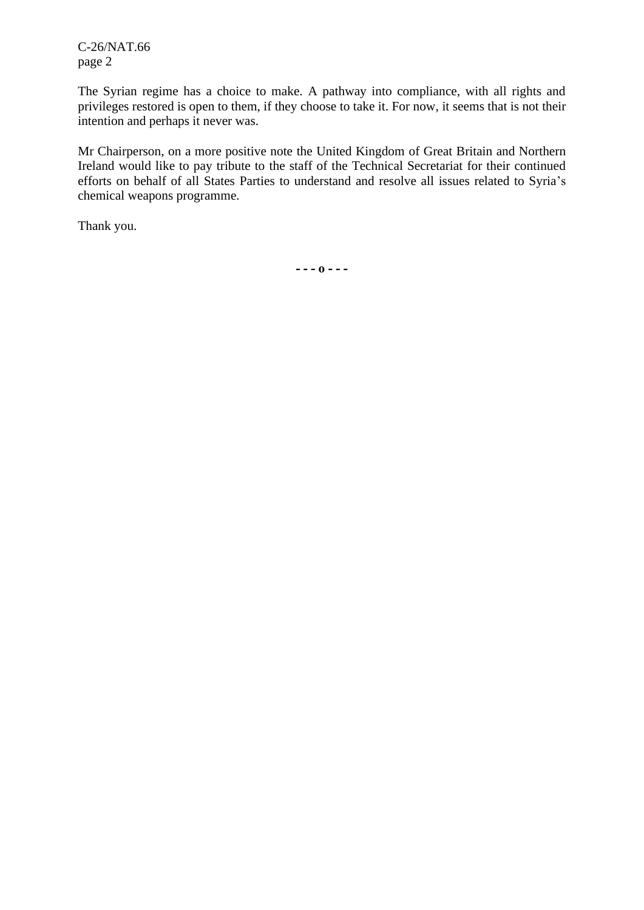The Syrian regime has a choice to make. A pathway into compliance, with all rights and privileges restored is open to them, if they choose to take it. For now, it seems that is not their intention and perhaps it never was.

Mr Chairperson, on a more positive note the United Kingdom of Great Britain and Northern Ireland would like to pay tribute to the staff of the Technical Secretariat for their continued efforts on behalf of all States Parties to understand and resolve all issues related to Syria's chemical weapons programme.

Thank you.

**- - - o - - -**